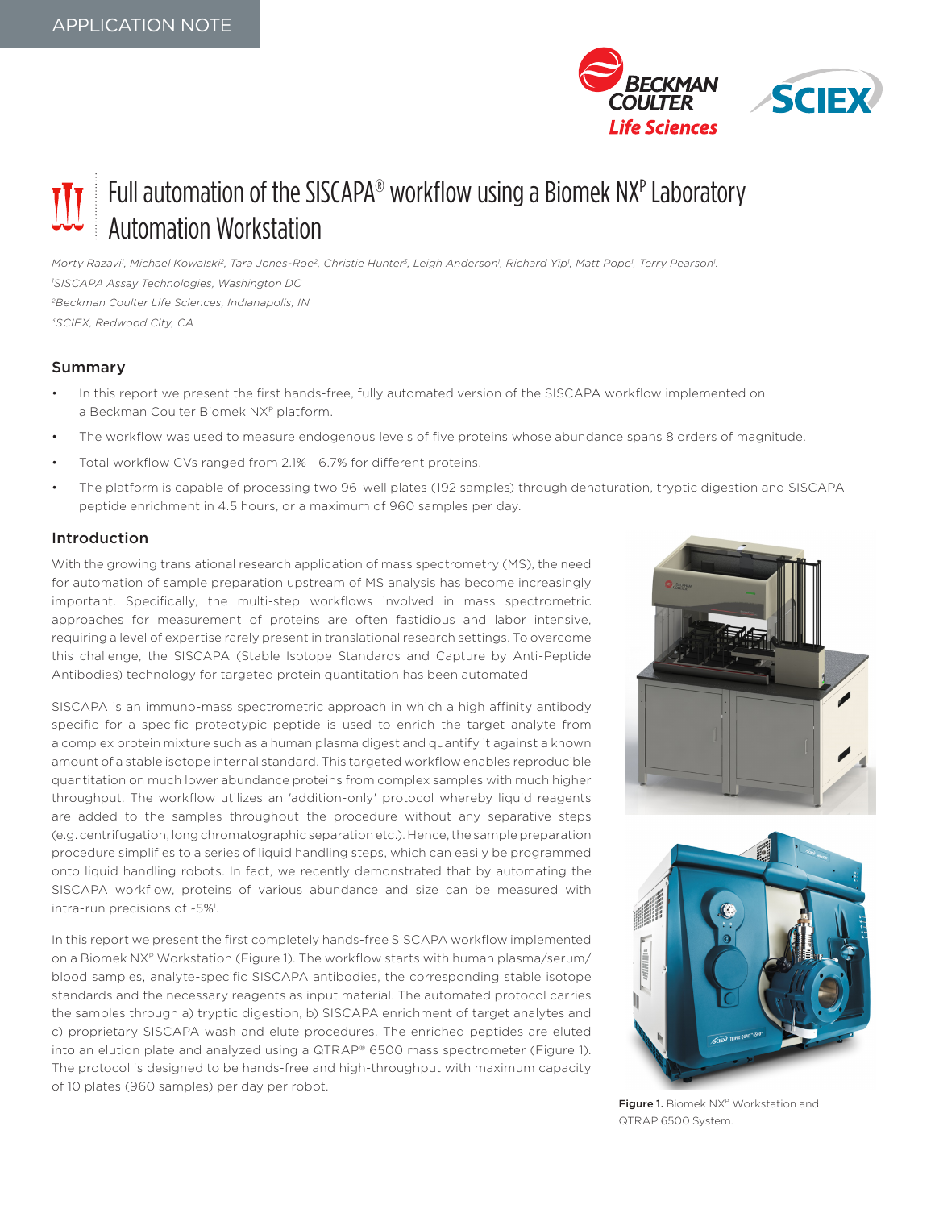APPLICATION NOTE

# Full automation of the SISCAPA® workflow using a Biomek NX[P] Laboratory Automation Workstation

*Morty Razavi[1], Michael Kowalski[2], Tara Jones-Roe[2], Christie Hunter[3], Leigh Anderson[1], Richard Yip[1], Matt Pope[1], Terry Pearson[1].*

*[1]SISCAPA Assay Technologies, Washington DC*

*[2]Beckman Coulter Life Sciences, Indianapolis, IN*

*[3]SCIEX, Redwood City, CA*

## Summary

- In this report we present the first hands-free, fully automated version of the SISCAPA workflow implemented on a Beckman Coulter Biomek NX[P] platform.
- The workflow was used to measure endogenous levels of five proteins whose abundance spans 8 orders of magnitude.
- Total workflow CVs ranged from 2.1% - 6.7% for different proteins.
- The platform is capable of processing two 96-well plates (192 samples) through denaturation, tryptic digestion and SISCAPA peptide enrichment in 4.5 hours, or a maximum of 960 samples per day.

## Introduction

With the growing translational research application of mass spectrometry (MS), the need for automation of sample preparation upstream of MS analysis has become increasingly important. Specifically, the multi-step workflows involved in mass spectrometric approaches for measurement of proteins are often fastidious and labor intensive, requiring a level of expertise rarely present in translational research settings. To overcome this challenge, the SISCAPA (Stable Isotope Standards and Capture by Anti-Peptide Antibodies) technology for targeted protein quantitation has been automated.

SISCAPA is an immuno-mass spectrometric approach in which a high affinity antibody specific for a specific proteotypic peptide is used to enrich the target analyte from a complex protein mixture such as a human plasma digest and quantify it against a known amount of a stable isotope internal standard. This targeted workflow enables reproducible quantitation on much lower abundance proteins from complex samples with much higher throughput. The workflow utilizes an 'addition-only' protocol whereby liquid reagents are added to the samples throughout the procedure without any separative steps (e.g. centrifugation, long chromatographic separation etc.). Hence, the sample preparation procedure simplifies to a series of liquid handling steps, which can easily be programmed onto liquid handling robots. In fact, we recently demonstrated that by automating the SISCAPA workflow, proteins of various abundance and size can be measured with intra-run precisions of ~5%[1].

In this report we present the first completely hands-free SISCAPA workflow implemented on a Biomek NX[P] Workstation (Figure 1). The workflow starts with human plasma/serum/blood samples, analyte-specific SISCAPA antibodies, the corresponding stable isotope standards and the necessary reagents as input material. The automated protocol carries the samples through a) tryptic digestion, b) SISCAPA enrichment of target analytes and c) proprietary SISCAPA wash and elute procedures. The enriched peptides are eluted into an elution plate and analyzed using a QTRAP® 6500 mass spectrometer (Figure 1). The protocol is designed to be hands-free and high-throughput with maximum capacity of 10 plates (960 samples) per day per robot.

**Figure 1.** Biomek NX[P] Workstation and QTRAP 6500 System.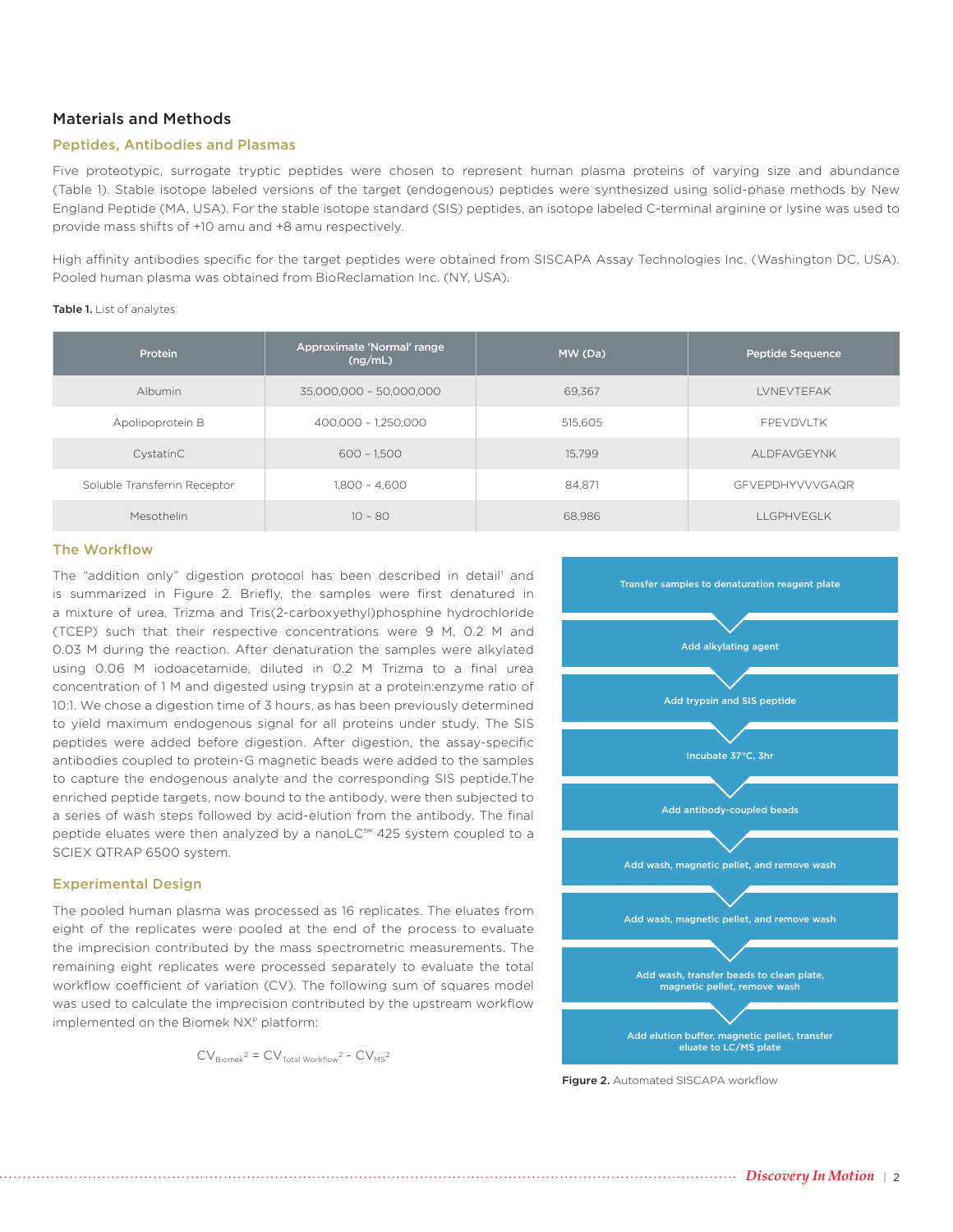## Materials and Methods

### Peptides, Antibodies and Plasmas

Five proteotypic, surrogate tryptic peptides were chosen to represent human plasma proteins of varying size and abundance (Table 1). Stable isotope labeled versions of the target (endogenous) peptides were synthesized using solid-phase methods by New England Peptide (MA, USA). For the stable isotope standard (SIS) peptides, an isotope labeled C-terminal arginine or lysine was used to provide mass shifts of +10 amu and +8 amu respectively.

High affinity antibodies specific for the target peptides were obtained from SISCAPA Assay Technologies Inc. (Washington DC, USA). Pooled human plasma was obtained from BioReclamation Inc. (NY, USA).

**Table 1.** List of analytes

| Protein | Approximate 'Normal' range (ng/mL) | MW (Da) | Peptide Sequence |
|---|---|---|---|
| Albumin | 35,000,000 - 50,000,000 | 69,367 | LVNEVTEFAK |
| Apolipoprotein B | 400,000 - 1,250,000 | 515,605 | FPEVDVLTK |
| CystatinC | 600 - 1,500 | 15,799 | ALDFAVGEYNK |
| Soluble Transferrin Receptor | 1,800 - 4,600 | 84,871 | GFVEPDHYVVVGAQR |
| Mesothelin | 10 - 80 | 68,986 | LLGPHVEGLK |

### The Workflow

The "addition only" digestion protocol has been described in detail[1] and is summarized in Figure 2. Briefly, the samples were first denatured in a mixture of urea, Trizma and Tris(2-carboxyethyl)phosphine hydrochloride (TCEP) such that their respective concentrations were 9 M, 0.2 M and 0.03 M during the reaction. After denaturation the samples were alkylated using 0.06 M iodoacetamide, diluted in 0.2 M Trizma to a final urea concentration of 1 M and digested using trypsin at a protein:enzyme ratio of 10:1. We chose a digestion time of 3 hours, as has been previously determined to yield maximum endogenous signal for all proteins under study. The SIS peptides were added before digestion. After digestion, the assay-specific antibodies coupled to protein-G magnetic beads were added to the samples to capture the endogenous analyte and the corresponding SIS peptide.The enriched peptide targets, now bound to the antibody, were then subjected to a series of wash steps followed by acid-elution from the antibody. The final peptide eluates were then analyzed by a nanoLC™ 425 system coupled to a SCIEX QTRAP 6500 system.

### Experimental Design

The pooled human plasma was processed as 16 replicates. The eluates from eight of the replicates were pooled at the end of the process to evaluate the imprecision contributed by the mass spectrometric measurements. The remaining eight replicates were processed separately to evaluate the total workflow coefficient of variation (CV). The following sum of squares model was used to calculate the imprecision contributed by the upstream workflow implemented on the Biomek NX[P] platform:

$$CV_{Biomek}^2 = CV_{Total\ Workflow}^2 - CV_{MS}^2$$

Transfer samples to denaturation reagent plate

Add alkylating agent

Add trypsin and SIS peptide

Incubate 37°C, 3hr

Add antibody-coupled beads

Add wash, magnetic pellet, and remove wash

Add wash, magnetic pellet, and remove wash

Add wash, transfer beads to clean plate, magnetic pellet, remove wash

Add elution buffer, magnetic pellet, transfer eluate to LC/MS plate

**Figure 2.** Automated SISCAPA workflow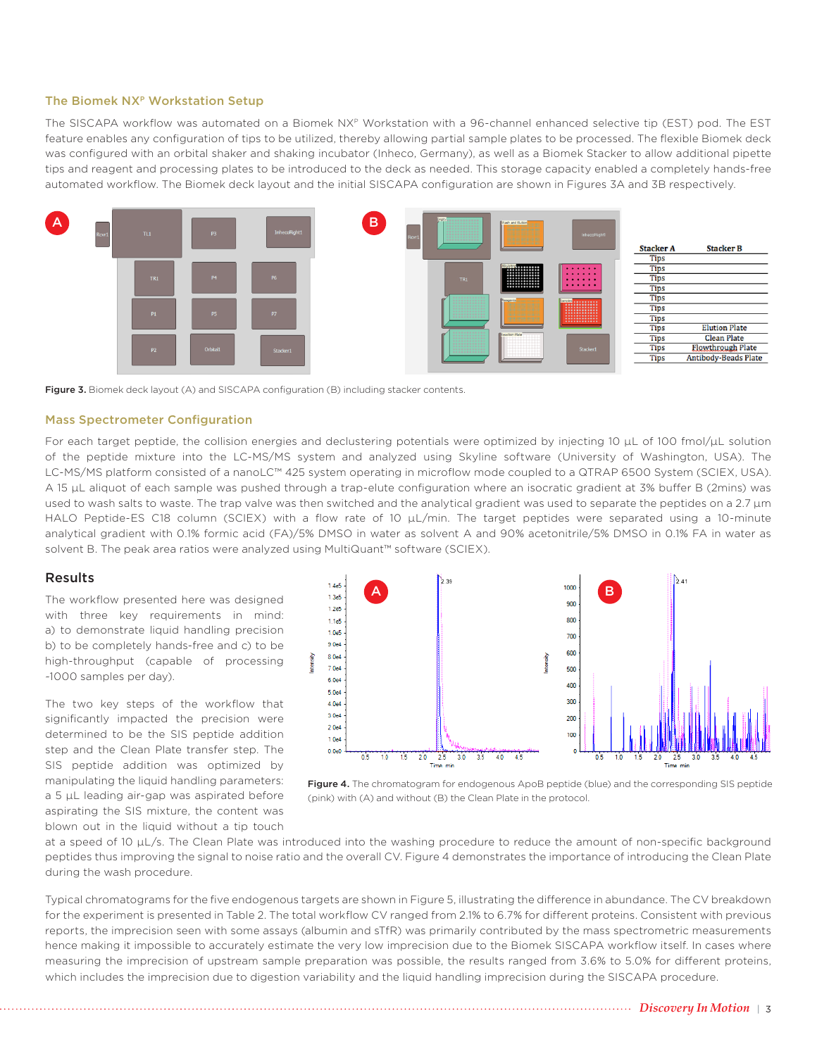### The Biomek NX$^P$ Workstation Setup

The SISCAPA workflow was automated on a Biomek NX$^P$ Workstation with a 96-channel enhanced selective tip (EST) pod. The EST feature enables any configuration of tips to be utilized, thereby allowing partial sample plates to be processed. The flexible Biomek deck was configured with an orbital shaker and shaking incubator (Inheco, Germany), as well as a Biomek Stacker to allow additional pipette tips and reagent and processing plates to be introduced to the deck as needed. This storage capacity enabled a completely hands-free automated workflow. The Biomek deck layout and the initial SISCAPA configuration are shown in Figures 3A and 3B respectively.

| Stacker A | Stacker B |
|---|---|
| Tips | |
| Tips | |
| Tips | |
| Tips | |
| Tips | |
| Tips | |
| Tips | |
| Tips | Elution Plate |
| Tips | Clean Plate |
| Tips | Flowthrough Plate |
| Tips | Antibody-Beads Plate |

**Figure 3.** Biomek deck layout (A) and SISCAPA configuration (B) including stacker contents.

### Mass Spectrometer Configuration

For each target peptide, the collision energies and declustering potentials were optimized by injecting 10 µL of 100 fmol/µL solution of the peptide mixture into the LC-MS/MS system and analyzed using Skyline software (University of Washington, USA). The LC-MS/MS platform consisted of a nanoLC™ 425 system operating in microflow mode coupled to a QTRAP 6500 System (SCIEX, USA). A 15 µL aliquot of each sample was pushed through a trap-elute configuration where an isocratic gradient at 3% buffer B (2mins) was used to wash salts to waste. The trap valve was then switched and the analytical gradient was used to separate the peptides on a 2.7 µm HALO Peptide-ES C18 column (SCIEX) with a flow rate of 10 µL/min. The target peptides were separated using a 10-minute analytical gradient with 0.1% formic acid (FA)/5% DMSO in water as solvent A and 90% acetonitrile/5% DMSO in 0.1% FA in water as solvent B. The peak area ratios were analyzed using MultiQuant™ software (SCIEX).

## Results

The workflow presented here was designed with three key requirements in mind: a) to demonstrate liquid handling precision b) to be completely hands-free and c) to be high-throughput (capable of processing ~1000 samples per day).

The two key steps of the workflow that significantly impacted the precision were determined to be the SIS peptide addition step and the Clean Plate transfer step. The SIS peptide addition was optimized by manipulating the liquid handling parameters: a 5 µL leading air-gap was aspirated before aspirating the SIS mixture, the content was blown out in the liquid without a tip touch at a speed of 10 µL/s. The Clean Plate was introduced into the washing procedure to reduce the amount of non-specific background peptides thus improving the signal to noise ratio and the overall CV. Figure 4 demonstrates the importance of introducing the Clean Plate during the wash procedure.

**Figure 4.** The chromatogram for endogenous ApoB peptide (blue) and the corresponding SIS peptide (pink) with (A) and without (B) the Clean Plate in the protocol.

Typical chromatograms for the five endogenous targets are shown in Figure 5, illustrating the difference in abundance. The CV breakdown for the experiment is presented in Table 2. The total workflow CV ranged from 2.1% to 6.7% for different proteins. Consistent with previous reports, the imprecision seen with some assays (albumin and sTfR) was primarily contributed by the mass spectrometric measurements hence making it impossible to accurately estimate the very low imprecision due to the Biomek SISCAPA workflow itself. In cases where measuring the imprecision of upstream sample preparation was possible, the results ranged from 3.6% to 5.0% for different proteins, which includes the imprecision due to digestion variability and the liquid handling imprecision during the SISCAPA procedure.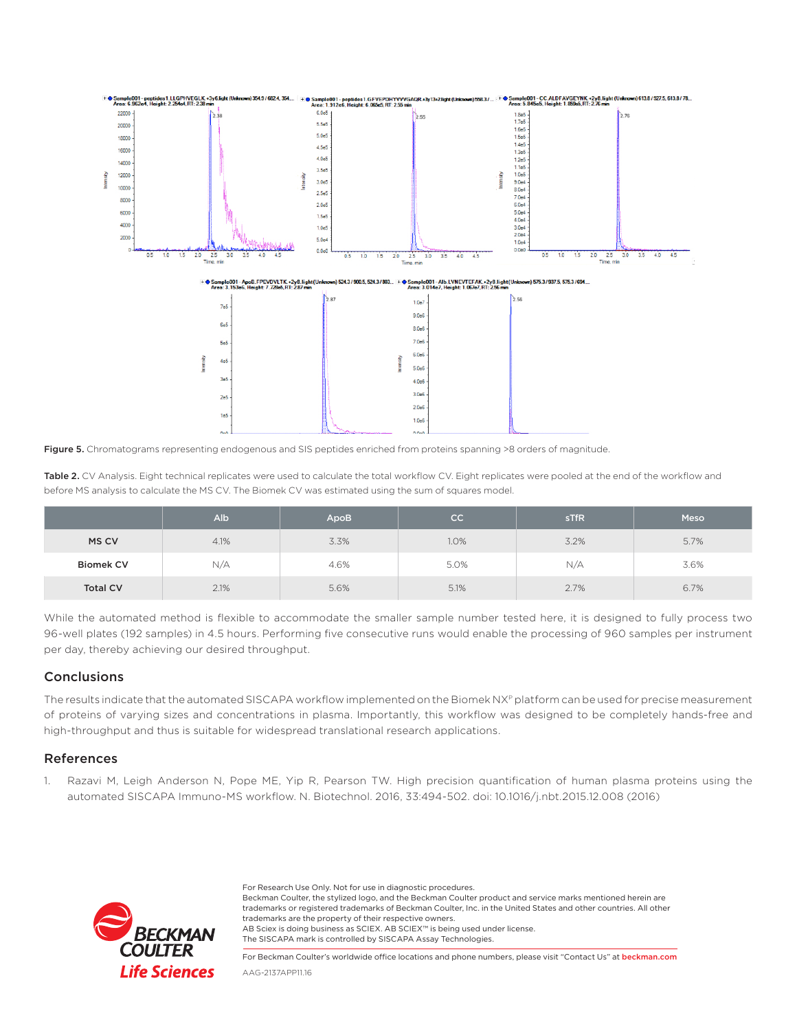Sample001 - peptides1.LLGPHVEGLK.+3y6.light (Unknown) 354.9 / 682.4, 354...
Area: 6.962e4, Height: 2.254e4, RT: 2.38 min

Sample001 - peptides1.GFVEPDHYVVVGAQR.+3y13+2.light (Unknown) 558.3 / ...
Area: 1.312e6, Height: 6.068e5, RT: 2.55 min

Sample001 - CC.ALDFAVGEYNK.+2y8.light (Unknown) 613.8 / 927.5, 613.8 / 78...
Area: 5.845e5, Height: 1.859e5, RT: 2.76 min

Sample001 - ApoB.FPEVDVLTK.+2y8.light (Unknown) 524.3 / 900.5, 524.3 / 803...
Area: 3.153e6, Height: 7.728e5, RT: 2.87 min

Sample001 - Alb.LVNEVTEFAK.+2y8.light (Unknown) 575.3 / 937.5, 575.3 / 694...
Area: 3.014e7, Height: 1.067e7, RT: 2.56 min

**Figure 5.** Chromatograms representing endogenous and SIS peptides enriched from proteins spanning >8 orders of magnitude.

**Table 2.** CV Analysis. Eight technical replicates were used to calculate the total workflow CV. Eight replicates were pooled at the end of the workflow and before MS analysis to calculate the MS CV. The Biomek CV was estimated using the sum of squares model.

| | Alb | ApoB | CC | sTfR | Meso |
|---|---|---|---|---|---|
| **MS CV** | 4.1% | 3.3% | 1.0% | 3.2% | 5.7% |
| **Biomek CV** | N/A | 4.6% | 5.0% | N/A | 3.6% |
| **Total CV** | 2.1% | 5.6% | 5.1% | 2.7% | 6.7% |

While the automated method is flexible to accommodate the smaller sample number tested here, it is designed to fully process two 96-well plates (192 samples) in 4.5 hours. Performing five consecutive runs would enable the processing of 960 samples per instrument per day, thereby achieving our desired throughput.

## Conclusions

The results indicate that the automated SISCAPA workflow implemented on the Biomek NX[P] platform can be used for precise measurement of proteins of varying sizes and concentrations in plasma. Importantly, this workflow was designed to be completely hands-free and high-throughput and thus is suitable for widespread translational research applications.

## References

1. Razavi M, Leigh Anderson N, Pope ME, Yip R, Pearson TW. High precision quantification of human plasma proteins using the automated SISCAPA Immuno-MS workflow. N. Biotechnol. 2016, 33:494-502. doi: 10.1016/j.nbt.2015.12.008 (2016)

For Research Use Only. Not for use in diagnostic procedures.
Beckman Coulter, the stylized logo, and the Beckman Coulter product and service marks mentioned herein are trademarks or registered trademarks of Beckman Coulter, Inc. in the United States and other countries. All other trademarks are the property of their respective owners.
AB Sciex is doing business as SCIEX. AB SCIEX™ is being used under license.
The SISCAPA mark is controlled by SISCAPA Assay Technologies.

For Beckman Coulter's worldwide office locations and phone numbers, please visit "Contact Us" at **beckman.com**

AAG-2137APP11.16